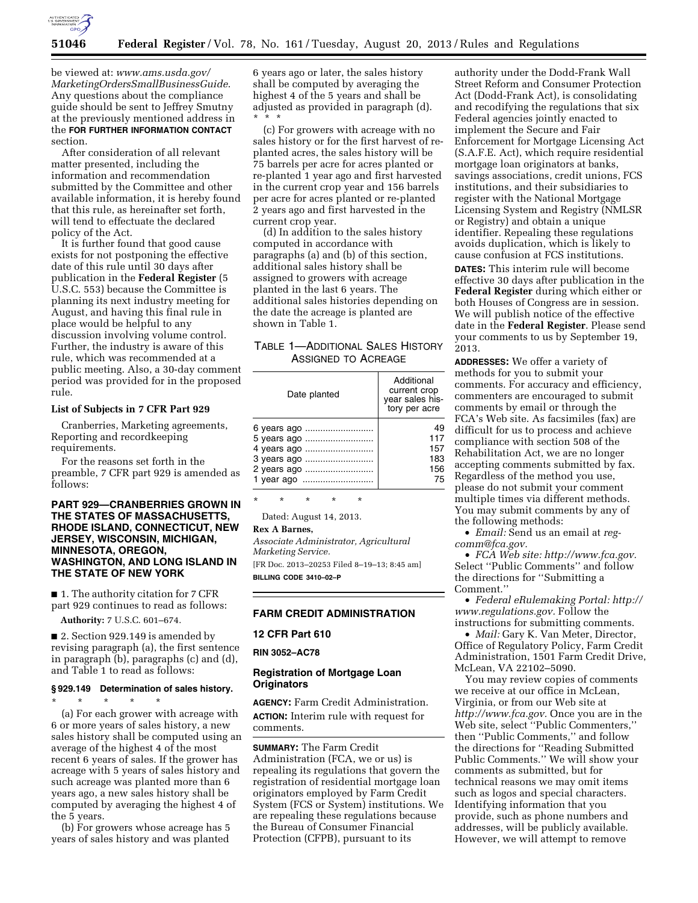be viewed at: *www.ams.usda.gov/MarketingOrdersSmallBusinessGuide*. Any questions about the compliance guide should be sent to Jeffrey Smutny at the previously mentioned address in the **FOR FURTHER INFORMATION CONTACT** section.

After consideration of all relevant matter presented, including the information and recommendation submitted by the Committee and other available information, it is hereby found that this rule, as hereinafter set forth, will tend to effectuate the declared policy of the Act.

It is further found that good cause exists for not postponing the effective date of this rule until 30 days after publication in the **Federal Register** (5 U.S.C. 553) because the Committee is planning its next industry meeting for August, and having this final rule in place would be helpful to any discussion involving volume control. Further, the industry is aware of this rule, which was recommended at a public meeting. Also, a 30-day comment period was provided for in the proposed rule.

**List of Subjects in 7 CFR Part 929**

Cranberries, Marketing agreements, Reporting and recordkeeping requirements.

For the reasons set forth in the preamble, 7 CFR part 929 is amended as follows:

**PART 929—CRANBERRIES GROWN IN THE STATES OF MASSACHUSETTS, RHODE ISLAND, CONNECTICUT, NEW JERSEY, WISCONSIN, MICHIGAN, MINNESOTA, OREGON, WASHINGTON, AND LONG ISLAND IN THE STATE OF NEW YORK**

■ 1. The authority citation for 7 CFR part 929 continues to read as follows:

**Authority:** 7 U.S.C. 601–674.

■ 2. Section 929.149 is amended by revising paragraph (a), the first sentence in paragraph (b), paragraphs (c) and (d), and Table 1 to read as follows:

**§ 929.149 Determination of sales history.**

\* \* \* \* \*

(a) For each grower with acreage with 6 or more years of sales history, a new sales history shall be computed using an average of the highest 4 of the most recent 6 years of sales. If the grower has acreage with 5 years of sales history and such acreage was planted more than 6 years ago, a new sales history shall be computed by averaging the highest 4 of the 5 years.

(b) For growers whose acreage has 5 years of sales history and was planted 6 years ago or later, the sales history shall be computed by averaging the highest 4 of the 5 years and shall be adjusted as provided in paragraph (d). \* \* \*

(c) For growers with acreage with no sales history or for the first harvest of re-planted acres, the sales history will be 75 barrels per acre for acres planted or re-planted 1 year ago and first harvested in the current crop year and 156 barrels per acre for acres planted or re-planted 2 years ago and first harvested in the current crop year.

(d) In addition to the sales history computed in accordance with paragraphs (a) and (b) of this section, additional sales history shall be assigned to growers with acreage planted in the last 6 years. The additional sales histories depending on the date the acreage is planted are shown in Table 1.

TABLE 1—ADDITIONAL SALES HISTORY ASSIGNED TO ACREAGE

| Date planted | Additional current crop year sales history per acre |
|---|---|
| 6 years ago | 49 |
| 5 years ago | 117 |
| 4 years ago | 157 |
| 3 years ago | 183 |
| 2 years ago | 156 |
| 1 year ago | 75 |

\* \* \* \* \*

Dated: August 14, 2013.

**Rex A Barnes,**

*Associate Administrator, Agricultural Marketing Service.*

[FR Doc. 2013–20253 Filed 8–19–13; 8:45 am]

**BILLING CODE 3410–02–P**

---

## FARM CREDIT ADMINISTRATION

### 12 CFR Part 610

**RIN 3052–AC78**

### Registration of Mortgage Loan Originators

**AGENCY:** Farm Credit Administration.

**ACTION:** Interim rule with request for comments.

**SUMMARY:** The Farm Credit Administration (FCA, we or us) is repealing its regulations that govern the registration of residential mortgage loan originators employed by Farm Credit System (FCS or System) institutions. We are repealing these regulations because the Bureau of Consumer Financial Protection (CFPB), pursuant to its authority under the Dodd-Frank Wall Street Reform and Consumer Protection Act (Dodd-Frank Act), is consolidating and recodifying the regulations that six Federal agencies jointly enacted to implement the Secure and Fair Enforcement for Mortgage Licensing Act (S.A.F.E. Act), which require residential mortgage loan originators at banks, savings associations, credit unions, FCS institutions, and their subsidiaries to register with the National Mortgage Licensing System and Registry (NMLSR or Registry) and obtain a unique identifier. Repealing these regulations avoids duplication, which is likely to cause confusion at FCS institutions.

**DATES:** This interim rule will become effective 30 days after publication in the **Federal Register** during which either or both Houses of Congress are in session. We will publish notice of the effective date in the **Federal Register**. Please send your comments to us by September 19, 2013.

**ADDRESSES:** We offer a variety of methods for you to submit your comments. For accuracy and efficiency, commenters are encouraged to submit comments by email or through the FCA's Web site. As facsimiles (fax) are difficult for us to process and achieve compliance with section 508 of the Rehabilitation Act, we are no longer accepting comments submitted by fax. Regardless of the method you use, please do not submit your comment multiple times via different methods. You may submit comments by any of the following methods:

- *Email:* Send us an email at *reg-comm@fca.gov*.
- *FCA Web site: http://www.fca.gov*. Select "Public Comments" and follow the directions for "Submitting a Comment."
- *Federal eRulemaking Portal: http://www.regulations.gov*. Follow the instructions for submitting comments.
- *Mail:* Gary K. Van Meter, Director, Office of Regulatory Policy, Farm Credit Administration, 1501 Farm Credit Drive, McLean, VA 22102–5090.

You may review copies of comments we receive at our office in McLean, Virginia, or from our Web site at *http://www.fca.gov*. Once you are in the Web site, select "Public Commenters," then "Public Comments," and follow the directions for "Reading Submitted Public Comments." We will show your comments as submitted, but for technical reasons we may omit items such as logos and special characters. Identifying information that you provide, such as phone numbers and addresses, will be publicly available. However, we will attempt to remove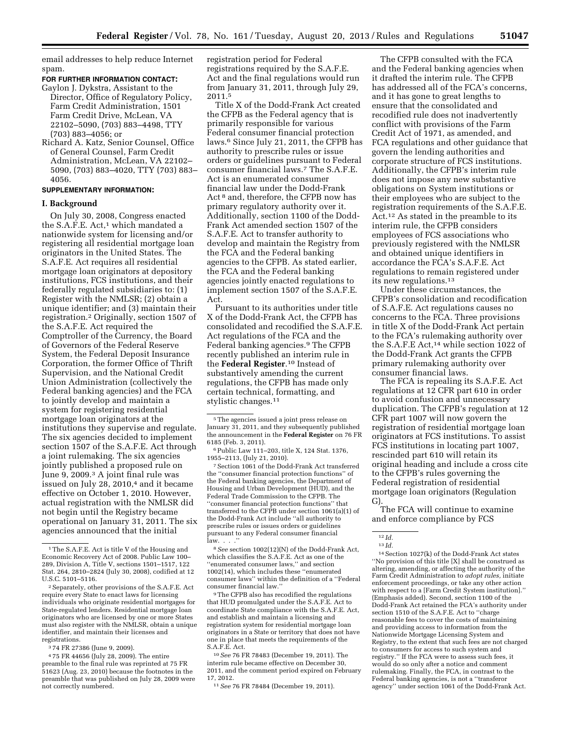email addresses to help reduce Internet spam.

**FOR FURTHER INFORMATION CONTACT:**

Gaylon J. Dykstra, Assistant to the Director, Office of Regulatory Policy, Farm Credit Administration, 1501 Farm Credit Drive, McLean, VA 22102–5090, (703) 883–4498, TTY (703) 883–4056; or

Richard A. Katz, Senior Counsel, Office of General Counsel, Farm Credit Administration, McLean, VA 22102–5090, (703) 883–4020, TTY (703) 883–4056.

**SUPPLEMENTARY INFORMATION:**

## I. Background

On July 30, 2008, Congress enacted the S.A.F.E. Act,[1] which mandated a nationwide system for licensing and/or registering all residential mortgage loan originators in the United States. The S.A.F.E. Act requires all residential mortgage loan originators at depository institutions, FCS institutions, and their federally regulated subsidiaries to: (1) Register with the NMLSR; (2) obtain a unique identifier; and (3) maintain their registration.[2] Originally, section 1507 of the S.A.F.E. Act required the Comptroller of the Currency, the Board of Governors of the Federal Reserve System, the Federal Deposit Insurance Corporation, the former Office of Thrift Supervision, and the National Credit Union Administration (collectively the Federal banking agencies) and the FCA to jointly develop and maintain a system for registering residential mortgage loan originators at the institutions they supervise and regulate. The six agencies decided to implement section 1507 of the S.A.F.E. Act through a joint rulemaking. The six agencies jointly published a proposed rule on June 9, 2009.[3] A joint final rule was issued on July 28, 2010,[4] and it became effective on October 1, 2010. However, actual registration with the NMLSR did not begin until the Registry became operational on January 31, 2011. The six agencies announced that the initial registration period for Federal registrations required by the S.A.F.E. Act and the final regulations would run from January 31, 2011, through July 29, 2011.[5]

Title X of the Dodd-Frank Act created the CFPB as the Federal agency that is primarily responsible for various Federal consumer financial protection laws.[6] Since July 21, 2011, the CFPB has authority to prescribe rules or issue orders or guidelines pursuant to Federal consumer financial laws.[7] The S.A.F.E. Act is an enumerated consumer financial law under the Dodd-Frank Act[8] and, therefore, the CFPB now has primary regulatory authority over it. Additionally, section 1100 of the Dodd-Frank Act amended section 1507 of the S.A.F.E. Act to transfer authority to develop and maintain the Registry from the FCA and the Federal banking agencies to the CFPB. As stated earlier, the FCA and the Federal banking agencies jointly enacted regulations to implement section 1507 of the S.A.F.E. Act.

Pursuant to its authorities under title X of the Dodd-Frank Act, the CFPB has consolidated and recodified the S.A.F.E. Act regulations of the FCA and the Federal banking agencies.[9] The CFPB recently published an interim rule in the **Federal Register**.[10] Instead of substantively amending the current regulations, the CFPB has made only certain technical, formatting, and stylistic changes.[11]

The CFPB consulted with the FCA and the Federal banking agencies when it drafted the interim rule. The CFPB has addressed all of the FCA's concerns, and it has gone to great lengths to ensure that the consolidated and recodified rule does not inadvertently conflict with provisions of the Farm Credit Act of 1971, as amended, and FCA regulations and other guidance that govern the lending authorities and corporate structure of FCS institutions. Additionally, the CFPB's interim rule does not impose any new substantive obligations on System institutions or their employees who are subject to the registration requirements of the S.A.F.E. Act.[12] As stated in the preamble to its interim rule, the CFPB considers employees of FCS associations who previously registered with the NMLSR and obtained unique identifiers in accordance the FCA's S.A.F.E. Act regulations to remain registered under its new regulations.[13]

Under these circumstances, the CFPB's consolidation and recodification of S.A.F.E. Act regulations causes no concerns to the FCA. Three provisions in title X of the Dodd-Frank Act pertain to the FCA's rulemaking authority over the S.A.F.E Act,[14] while section 1022 of the Dodd-Frank Act grants the CFPB primary rulemaking authority over consumer financial laws.

The FCA is repealing its S.A.F.E. Act regulations at 12 CFR part 610 in order to avoid confusion and unnecessary duplication. The CFPB's regulation at 12 CFR part 1007 will now govern the registration of residential mortgage loan originators at FCS institutions. To assist FCS institutions in locating part 1007, rescinded part 610 will retain its original heading and include a cross cite to the CFPB's rules governing the Federal registration of residential mortgage loan originators (Regulation G).

The FCA will continue to examine and enforce compliance by FCS

---

[1] The S.A.F.E. Act is title V of the Housing and Economic Recovery Act of 2008. Public Law 100–289, Division A, Title V, sections 1501–1517, 122 Stat. 264, 2810–2824 (July 30, 2008), codified at 12 U.S.C. 5101–5116.

[2] Separately, other provisions of the S.A.F.E. Act require every State to enact laws for licensing individuals who originate residential mortgages for State-regulated lenders. Residential mortgage loan originators who are licensed by one or more States must also register with the NMLSR, obtain a unique identifier, and maintain their licenses and registrations.

[3] 74 FR 27386 (June 9, 2009).

[4] 75 FR 44656 (July 28, 2009). The entire preamble to the final rule was reprinted at 75 FR 51623 (Aug. 23, 2010) because the footnotes in the preamble that was published on July 28, 2009 were not correctly numbered.

[5] The agencies issued a joint press release on January 31, 2011, and they subsequently published the announcement in the **Federal Register** on 76 FR 6185 (Feb. 3, 2011).

[6] Public Law 111–203, title X, 124 Stat. 1376, 1955–2113, (July 21, 2010).

[7] Section 1061 of the Dodd-Frank Act transferred the ''consumer financial protection functions'' of the Federal banking agencies, the Department of Housing and Urban Development (HUD), and the Federal Trade Commission to the CFPB. The ''consumer financial protection functions'' that transferred to the CFPB under section 1061(a)(1) of the Dodd-Frank Act include ''all authority to prescribe rules or issues orders or guidelines pursuant to any Federal consumer financial law. . . .''

[8] *See* section 1002(12)(N) of the Dodd-Frank Act, which classifies the S.A.F.E. Act as one of the ''enumerated consumer laws,'' and section 1002(14), which includes these ''enumerated consumer laws'' within the definition of a ''Federal consumer financial law.''

[9] The CFPB also has recodified the regulations that HUD promulgated under the S.A.F.E. Act to coordinate State compliance with the S.A.F.E. Act, and establish and maintain a licensing and registration system for residential mortgage loan originators in a State or territory that does not have one in place that meets the requirements of the S.A.F.E. Act.

[10] *See* 76 FR 78483 (December 19, 2011). The interim rule became effective on December 30, 2011, and the comment period expired on February 17, 2012.

[11] *See* 76 FR 78484 (December 19, 2011).

[12] *Id.*

[13] *Id.*

[14] Section 1027(k) of the Dodd-Frank Act states ''No provision of this title [X] shall be construed as altering, amending, or affecting the authority of the Farm Credit Administration to *adopt rules,* initiate enforcement proceedings, or take any other action with respect to a [Farm Credit System institution].'' (Emphasis added). Second, section 1100 of the Dodd-Frank Act retained the FCA's authority under section 1510 of the S.A.F.E. Act to ''charge reasonable fees to cover the costs of maintaining and providing access to information from the Nationwide Mortgage Licensing System and Registry, to the extent that such fees are not charged to consumers for access to such system and registry.'' If the FCA were to assess such fees, it would do so only after a notice and comment rulemaking. Finally, the FCA, in contrast to the Federal banking agencies, is not a ''transferor agency'' under section 1061 of the Dodd-Frank Act.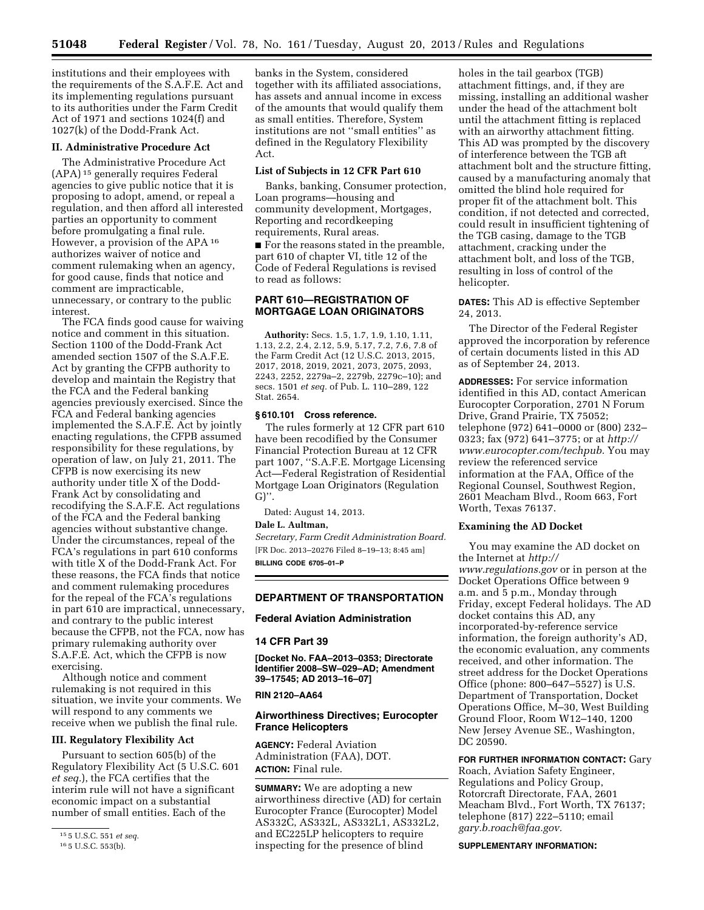institutions and their employees with the requirements of the S.A.F.E. Act and its implementing regulations pursuant to its authorities under the Farm Credit Act of 1971 and sections 1024(f) and 1027(k) of the Dodd-Frank Act.

**II. Administrative Procedure Act**

The Administrative Procedure Act (APA) [15] generally requires Federal agencies to give public notice that it is proposing to adopt, amend, or repeal a regulation, and then afford all interested parties an opportunity to comment before promulgating a final rule. However, a provision of the APA [16] authorizes waiver of notice and comment rulemaking when an agency, for good cause, finds that notice and comment are impracticable, unnecessary, or contrary to the public interest.

The FCA finds good cause for waiving notice and comment in this situation. Section 1100 of the Dodd-Frank Act amended section 1507 of the S.A.F.E. Act by granting the CFPB authority to develop and maintain the Registry that the FCA and the Federal banking agencies previously exercised. Since the FCA and Federal banking agencies implemented the S.A.F.E. Act by jointly enacting regulations, the CFPB assumed responsibility for these regulations, by operation of law, on July 21, 2011. The CFPB is now exercising its new authority under title X of the Dodd-Frank Act by consolidating and recodifying the S.A.F.E. Act regulations of the FCA and the Federal banking agencies without substantive change. Under the circumstances, repeal of the FCA's regulations in part 610 conforms with title X of the Dodd-Frank Act. For these reasons, the FCA finds that notice and comment rulemaking procedures for the repeal of the FCA's regulations in part 610 are impractical, unnecessary, and contrary to the public interest because the CFPB, not the FCA, now has primary rulemaking authority over S.A.F.E. Act, which the CFPB is now exercising.

Although notice and comment rulemaking is not required in this situation, we invite your comments. We will respond to any comments we receive when we publish the final rule.

**III. Regulatory Flexibility Act**

Pursuant to section 605(b) of the Regulatory Flexibility Act (5 U.S.C. 601 *et seq.*), the FCA certifies that the interim rule will not have a significant economic impact on a substantial number of small entities. Each of the banks in the System, considered together with its affiliated associations, has assets and annual income in excess of the amounts that would qualify them as small entities. Therefore, System institutions are not ''small entities'' as defined in the Regulatory Flexibility Act.

[15] 5 U.S.C. 551 *et seq.*

[16] 5 U.S.C. 553(b).

**List of Subjects in 12 CFR Part 610**

Banks, banking, Consumer protection, Loan programs—housing and community development, Mortgages, Reporting and recordkeeping requirements, Rural areas.

■ For the reasons stated in the preamble, part 610 of chapter VI, title 12 of the Code of Federal Regulations is revised to read as follows:

## PART 610—REGISTRATION OF MORTGAGE LOAN ORIGINATORS

**Authority:** Secs. 1.5, 1.7, 1.9, 1.10, 1.11, 1.13, 2.2, 2.4, 2.12, 5.9, 5.17, 7.2, 7.6, 7.8 of the Farm Credit Act (12 U.S.C. 2013, 2015, 2017, 2018, 2019, 2021, 2073, 2075, 2093, 2243, 2252, 2279a–2, 2279b, 2279c–10); and secs. 1501 *et seq.* of Pub. L. 110–289, 122 Stat. 2654.

**§ 610.101 Cross reference.**

The rules formerly at 12 CFR part 610 have been recodified by the Consumer Financial Protection Bureau at 12 CFR part 1007, ''S.A.F.E. Mortgage Licensing Act—Federal Registration of Residential Mortgage Loan Originators (Regulation G)''.

Dated: August 14, 2013.

**Dale L. Aultman,**

*Secretary, Farm Credit Administration Board.*

[FR Doc. 2013–20276 Filed 8–19–13; 8:45 am]

**BILLING CODE 6705–01–P**

## DEPARTMENT OF TRANSPORTATION

### Federal Aviation Administration

### 14 CFR Part 39

**[Docket No. FAA–2013–0353; Directorate Identifier 2008–SW–029–AD; Amendment 39–17545; AD 2013–16–07]**

**RIN 2120–AA64**

### Airworthiness Directives; Eurocopter France Helicopters

**AGENCY:** Federal Aviation Administration (FAA), DOT.

**ACTION:** Final rule.

**SUMMARY:** We are adopting a new airworthiness directive (AD) for certain Eurocopter France (Eurocopter) Model AS332C, AS332L, AS332L1, AS332L2, and EC225LP helicopters to require inspecting for the presence of blind holes in the tail gearbox (TGB) attachment fittings, and, if they are missing, installing an additional washer under the head of the attachment bolt until the attachment fitting is replaced with an airworthy attachment fitting. This AD was prompted by the discovery of interference between the TGB aft attachment bolt and the structure fitting, caused by a manufacturing anomaly that omitted the blind hole required for proper fit of the attachment bolt. This condition, if not detected and corrected, could result in insufficient tightening of the TGB casing, damage to the TGB attachment, cracking under the attachment bolt, and loss of the TGB, resulting in loss of control of the helicopter.

**DATES:** This AD is effective September 24, 2013.

The Director of the Federal Register approved the incorporation by reference of certain documents listed in this AD as of September 24, 2013.

**ADDRESSES:** For service information identified in this AD, contact American Eurocopter Corporation, 2701 N Forum Drive, Grand Prairie, TX 75052; telephone (972) 641–0000 or (800) 232–0323; fax (972) 641–3775; or at *http://www.eurocopter.com/techpub.* You may review the referenced service information at the FAA, Office of the Regional Counsel, Southwest Region, 2601 Meacham Blvd., Room 663, Fort Worth, Texas 76137.

**Examining the AD Docket**

You may examine the AD docket on the Internet at *http://www.regulations.gov* or in person at the Docket Operations Office between 9 a.m. and 5 p.m., Monday through Friday, except Federal holidays. The AD docket contains this AD, any incorporated-by-reference service information, the foreign authority's AD, the economic evaluation, any comments received, and other information. The street address for the Docket Operations Office (phone: 800–647–5527) is U.S. Department of Transportation, Docket Operations Office, M–30, West Building Ground Floor, Room W12–140, 1200 New Jersey Avenue SE., Washington, DC 20590.

**FOR FURTHER INFORMATION CONTACT:** Gary Roach, Aviation Safety Engineer, Regulations and Policy Group, Rotorcraft Directorate, FAA, 2601 Meacham Blvd., Fort Worth, TX 76137; telephone (817) 222–5110; email *gary.b.roach@faa.gov.*

**SUPPLEMENTARY INFORMATION:**